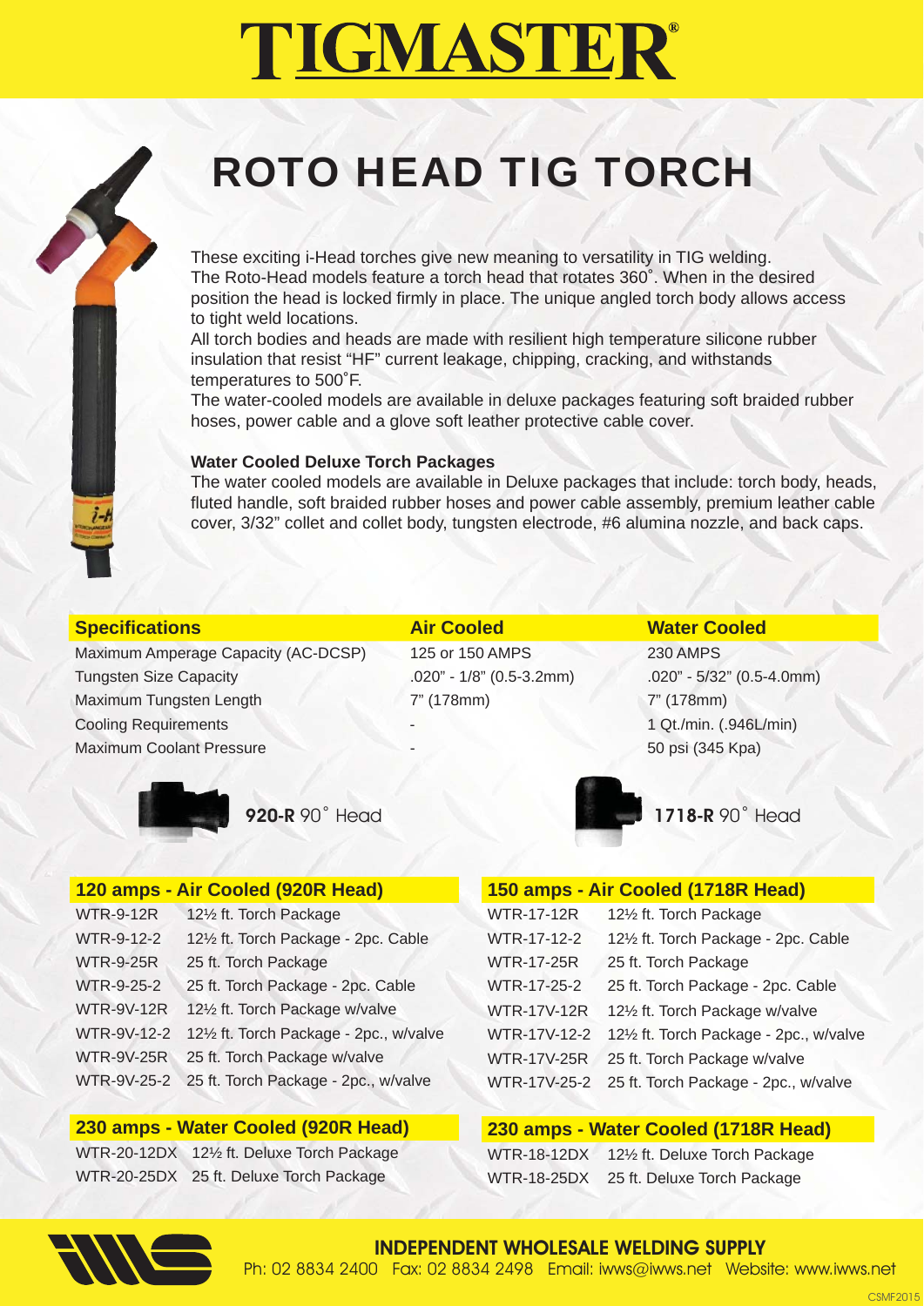# TIGMASTER®

## ROTO HEAD TIG TORCH

These exciting i-Head torches give new meaning to versatility in TIG welding. The Roto-Head models feature a torch head that rotates 360˚. When in the desired position the head is locked firmly in place. The unique angled torch body allows access to tight weld locations.

All torch bodies and heads are made with resilient high temperature silicone rubber insulation that resist "HF" current leakage, chipping, cracking, and withstands temperatures to 500˚F.

The water-cooled models are available in deluxe packages featuring soft braided rubber hoses, power cable and a glove soft leather protective cable cover.

**Water Cooled Deluxe Torch Packages**

The water cooled models are available in Deluxe packages that include: torch body, heads, fluted handle, soft braided rubber hoses and power cable assembly, premium leather cable cover, 3/32" collet and collet body, tungsten electrode, #6 alumina nozzle, and back caps.

| Specifications | Air Cooled | Water Cooled |
|---|---|---|
| Maximum Amperage Capacity (AC-DCSP) | 125 or 150 AMPS | 230 AMPS |
| Tungsten Size Capacity | .020" - 1/8" (0.5-3.2mm) | .020" - 5/32" (0.5-4.0mm) |
| Maximum Tungsten Length | 7" (178mm) | 7" (178mm) |
| Cooling Requirements | - | 1 Qt./min. (.946L/min) |
| Maximum Coolant Pressure | - | 50 psi (345 Kpa) |

**920-R** 90˚ Head

**1718-R** 90˚ Head

| 120 amps - Air Cooled (920R Head) | |
|---|---|
| WTR-9-12R | 12½ ft. Torch Package |
| WTR-9-12-2 | 12½ ft. Torch Package - 2pc. Cable |
| WTR-9-25R | 25 ft. Torch Package |
| WTR-9-25-2 | 25 ft. Torch Package - 2pc. Cable |
| WTR-9V-12R | 12½ ft. Torch Package w/valve |
| WTR-9V-12-2 | 12½ ft. Torch Package - 2pc., w/valve |
| WTR-9V-25R | 25 ft. Torch Package w/valve |
| WTR-9V-25-2 | 25 ft. Torch Package - 2pc., w/valve |

| 150 amps - Air Cooled (1718R Head) | |
|---|---|
| WTR-17-12R | 12½ ft. Torch Package |
| WTR-17-12-2 | 12½ ft. Torch Package - 2pc. Cable |
| WTR-17-25R | 25 ft. Torch Package |
| WTR-17-25-2 | 25 ft. Torch Package - 2pc. Cable |
| WTR-17V-12R | 12½ ft. Torch Package w/valve |
| WTR-17V-12-2 | 12½ ft. Torch Package - 2pc., w/valve |
| WTR-17V-25R | 25 ft. Torch Package w/valve |
| WTR-17V-25-2 | 25 ft. Torch Package - 2pc., w/valve |

| 230 amps - Water Cooled (920R Head) | |
|---|---|
| WTR-20-12DX | 12½ ft. Deluxe Torch Package |
| WTR-20-25DX | 25 ft. Deluxe Torch Package |

| 230 amps - Water Cooled (1718R Head) | |
|---|---|
| WTR-18-12DX | 12½ ft. Deluxe Torch Package |
| WTR-18-25DX | 25 ft. Deluxe Torch Package |

**INDEPENDENT WHOLESALE WELDING SUPPLY**

Ph: 02 8834 2400 Fax: 02 8834 2498 Email: iwws@iwws.net Website: www.iwws.net

CSMF2015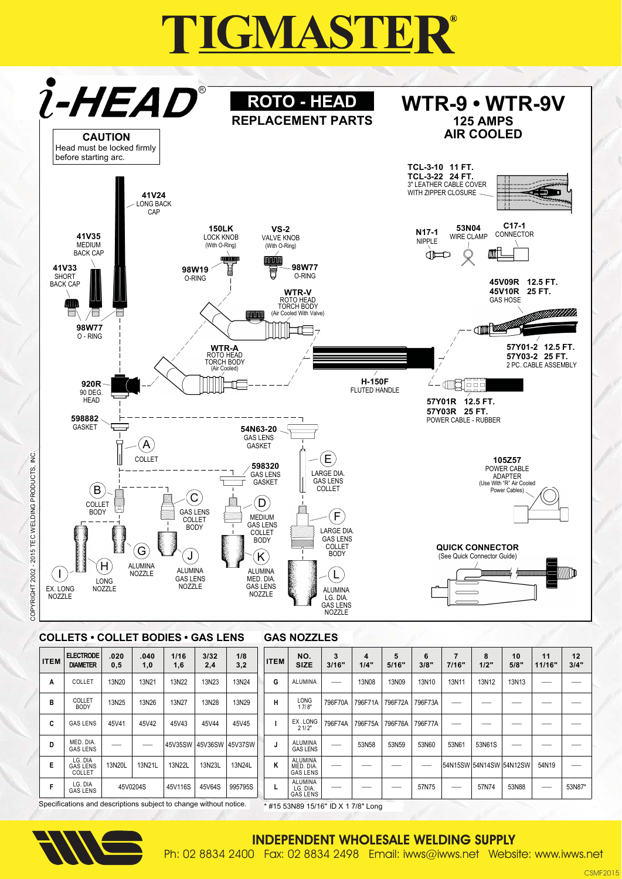# TIGMASTER®

## i-HEAD®

**CAUTION**
Head must be locked firmly before starting arc.

## ROTO - HEAD
**REPLACEMENT PARTS**

## WTR-9 • WTR-9V
**125 AMPS**
**AIR COOLED**

- **TCL-3-10** 11 FT.
- **TCL-3-22** 24 FT.
  3" LEATHER CABLE COVER WITH ZIPPER CLOSURE
- **41V24** LONG BACK CAP
- **41V35** MEDIUM BACK CAP
- **41V33** SHORT BACK CAP
- **98W77** O - RING
- **150LK** LOCK KNOB (With O-Ring)
- **98W19** O-RING
- **VS-2** VALVE KNOB (With O-Ring)
- **98W77** O-RING
- **N17-1** NIPPLE
- **53N04** WIRE CLAMP
- **C17-1** CONNECTOR
- **45V09R** 12.5 FT.
- **45V10R** 25 FT.
  GAS HOSE
- **WTR-V** ROTO HEAD TORCH BODY (Air Cooled With Valve)
- **WTR-A** ROTO HEAD TORCH BODY (Air Cooled)
- **57Y01-2** 12.5 FT.
- **57Y03-2** 25 FT.
  2 PC. CABLE ASSEMBLY
- **920R** 90 DEG. HEAD
- **H-150F** FLUTED HANDLE
- **57Y01R** 12.5 FT.
- **57Y03R** 25 FT.
  POWER CABLE - RUBBER
- **598882** GASKET
- **54N63-20** GAS LENS GASKET
- **598320** GAS LENS GASKET
- **105Z57** POWER CABLE ADAPTER (Use With "R" Air Cooled Power Cables)
- **QUICK CONNECTOR** (See Quick Connector Guide)

- (A) COLLET
- (B) COLLET BODY
- (C) GAS LENS COLLET BODY
- (D) MEDIUM GAS LENS COLLET BODY
- (E) LARGE DIA. GAS LENS COLLET
- (F) LARGE DIA. GAS LENS COLLET BODY
- (G) ALUMINA NOZZLE
- (H) LONG NOZZLE
- (I) EX. LONG NOZZLE
- (J) ALUMINA GAS LENS NOZZLE
- (K) ALUMINA MED. DIA. GAS LENS NOZZLE
- (L) ALUMINA LG. DIA. GAS LENS NOZZLE

COPYRIGHT 2002 - 2015 TEC WELDING PRODUCTS, INC.

### COLLETS • COLLET BODIES • GAS LENS

| ITEM | ELECTRODE DIAMETER | .020 0,5 | .040 1,0 | 1/16 1,6 | 3/32 2,4 | 1/8 3,2 |
|---|---|---|---|---|---|---|
| A | COLLET | 13N20 | 13N21 | 13N22 | 13N23 | 13N24 |
| B | COLLET BODY | 13N25 | 13N26 | 13N27 | 13N28 | 13N29 |
| C | GAS LENS | 45V41 | 45V42 | 45V43 | 45V44 | 45V45 |
| D | MED. DIA. GAS LENS | —— | —— | 45V35SW | 45V36SW | 45V37SW |
| E | LG. DIA GAS LENS COLLET | 13N20L | 13N21L | 13N22L | 13N23L | 13N24L |
| F | LG. DIA GAS LENS | 45V0204S | | 45V116S | 45V64S | 995795S |

Specifications and descriptions subject to change without notice.

### GAS NOZZLES

| ITEM | NO. SIZE | 3 3/16" | 4 1/4" | 5 5/16" | 6 3/8" | 7 7/16" | 8 1/2" | 10 5/8" | 11 11/16" | 12 3/4" |
|---|---|---|---|---|---|---|---|---|---|---|
| G | ALUMINA | —— | 13N08 | 13N09 | 13N10 | 13N11 | 13N12 | 13N13 | —— | —— |
| H | LONG 1 7/8" | 796F70A | 796F71A | 796F72A | 796F73A | —— | —— | —— | —— | —— |
| I | EX. LONG 2 1/2" | 796F74A | 796F75A | 796F76A | 796F77A | —— | —— | —— | —— | —— |
| J | ALUMINA GAS LENS | —— | 53N58 | 53N59 | 53N60 | 53N61 | 53N61S | —— | —— | —— |
| K | ALUMINA MED. DIA. GAS LENS | —— | —— | —— | —— | 54N15SW | 54N14SW | 54N12SW | 54N19 | —— |
| L | ALUMINA LG. DIA. GAS LENS | —— | —— | —— | 57N75 | —— | 57N74 | 53N88 | —— | 53N87* |

\* #15 53N89 15/16" ID X 1 7/8" Long

**INDEPENDENT WHOLESALE WELDING SUPPLY**
Ph: 02 8834 2400 Fax: 02 8834 2498 Email: iwws@iwws.net Website: www.iwws.net

CSMF2015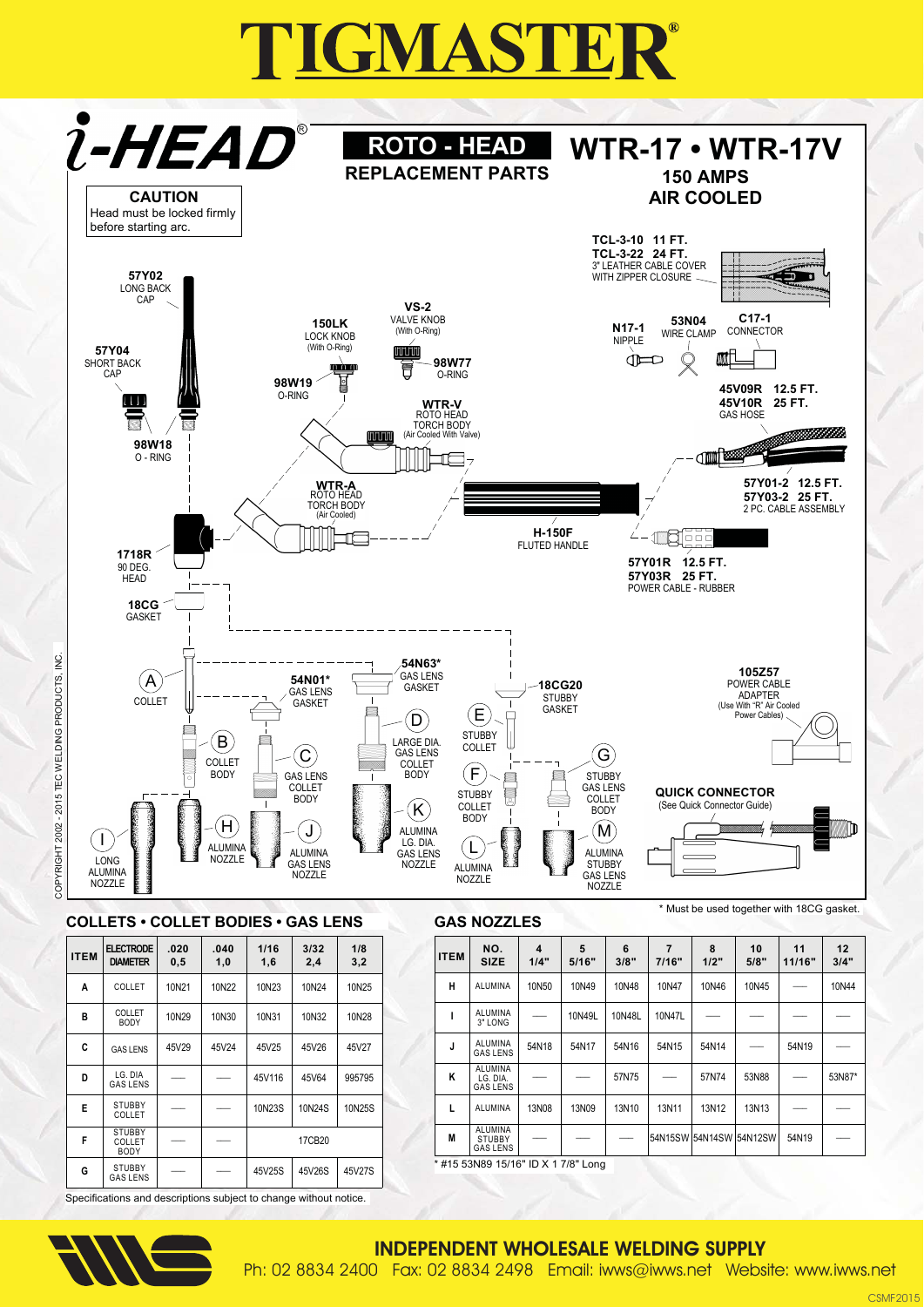# TIGMASTER®

## i-HEAD®

### ROTO - HEAD
**REPLACEMENT PARTS**

## WTR-17 • WTR-17V
**150 AMPS**
**AIR COOLED**

**CAUTION**
Head must be locked firmly before starting arc.

**TCL-3-10** 11 FT.
**TCL-3-22** 24 FT.
3" LEATHER CABLE COVER WITH ZIPPER CLOSURE

**57Y02** LONG BACK CAP

**57Y04** SHORT BACK CAP

**150LK** LOCK KNOB (With O-Ring)

**VS-2** VALVE KNOB (With O-Ring)

**98W77** O-RING

**98W19** O-RING

**N17-1** NIPPLE

**53N04** WIRE CLAMP

**C17-1** CONNECTOR

**45V09R** 12.5 FT.
**45V10R** 25 FT.
GAS HOSE

**98W18** O - RING

**WTR-V** ROTO HEAD TORCH BODY (Air Cooled With Valve)

**57Y01-2** 12.5 FT.
**57Y03-2** 25 FT.
2 PC. CABLE ASSEMBLY

**WTR-A** ROTO HEAD TORCH BODY (Air Cooled)

**H-150F** FLUTED HANDLE

**1718R** 90 DEG. HEAD

**57Y01R** 12.5 FT.
**57Y03R** 25 FT.
POWER CABLE - RUBBER

**18CG** GASKET

**54N63*** GAS LENS GASKET

**105Z57** POWER CABLE ADAPTER (Use With "R" Air Cooled Power Cables)

**A** COLLET

**54N01*** GAS LENS GASKET

**18CG20** STUBBY GASKET

**B** COLLET BODY

**C** GAS LENS COLLET BODY

**D** LARGE DIA. GAS LENS COLLET BODY

**E** STUBBY COLLET

**F** STUBBY COLLET BODY

**G** STUBBY GAS LENS COLLET BODY

**QUICK CONNECTOR** (See Quick Connector Guide)

**H** ALUMINA NOZZLE

**I** LONG ALUMINA NOZZLE

**J** ALUMINA GAS LENS NOZZLE

**K** ALUMINA LG. DIA. GAS LENS NOZZLE

**L** ALUMINA NOZZLE

**M** ALUMINA STUBBY GAS LENS NOZZLE

\* Must be used together with 18CG gasket.

COPYRIGHT 2002 - 2015 TEC WELDING PRODUCTS, INC.

### COLLETS • COLLET BODIES • GAS LENS

| ITEM | ELECTRODE DIAMETER | .020 0,5 | .040 1,0 | 1/16 1,6 | 3/32 2,4 | 1/8 3,2 |
|---|---|---|---|---|---|---|
| A | COLLET | 10N21 | 10N22 | 10N23 | 10N24 | 10N25 |
| B | COLLET BODY | 10N29 | 10N30 | 10N31 | 10N32 | 10N28 |
| C | GAS LENS | 45V29 | 45V24 | 45V25 | 45V26 | 45V27 |
| D | LG. DIA GAS LENS | —— | —— | 45V116 | 45V64 | 995795 |
| E | STUBBY COLLET | —— | —— | 10N23S | 10N24S | 10N25S |
| F | STUBBY COLLET BODY | —— | —— | 17CB20 | | |
| G | STUBBY GAS LENS | —— | —— | 45V25S | 45V26S | 45V27S |

Specifications and descriptions subject to change without notice.

### GAS NOZZLES

| ITEM | NO. SIZE | 4 1/4" | 5 5/16" | 6 3/8" | 7 7/16" | 8 1/2" | 10 5/8" | 11 11/16" | 12 3/4" |
|---|---|---|---|---|---|---|---|---|---|
| H | ALUMINA | 10N50 | 10N49 | 10N48 | 10N47 | 10N46 | 10N45 | —— | 10N44 |
| I | ALUMINA 3" LONG | —— | 10N49L | 10N48L | 10N47L | —— | —— | —— | —— |
| J | ALUMINA GAS LENS | 54N18 | 54N17 | 54N16 | 54N15 | 54N14 | —— | 54N19 | —— |
| K | ALUMINA LG. DIA. GAS LENS | —— | —— | 57N75 | —— | 57N74 | 53N88 | —— | 53N87* |
| L | ALUMINA | 13N08 | 13N09 | 13N10 | 13N11 | 13N12 | 13N13 | —— | —— |
| M | ALUMINA STUBBY GAS LENS | —— | —— | —— | 54N15SW | 54N14SW | 54N12SW | 54N19 | —— |

\* #15 53N89 15/16" ID X 1 7/8" Long

**INDEPENDENT WHOLESALE WELDING SUPPLY**
Ph: 02 8834 2400 Fax: 02 8834 2498 Email: iwws@iwws.net Website: www.iwws.net

CSMF2015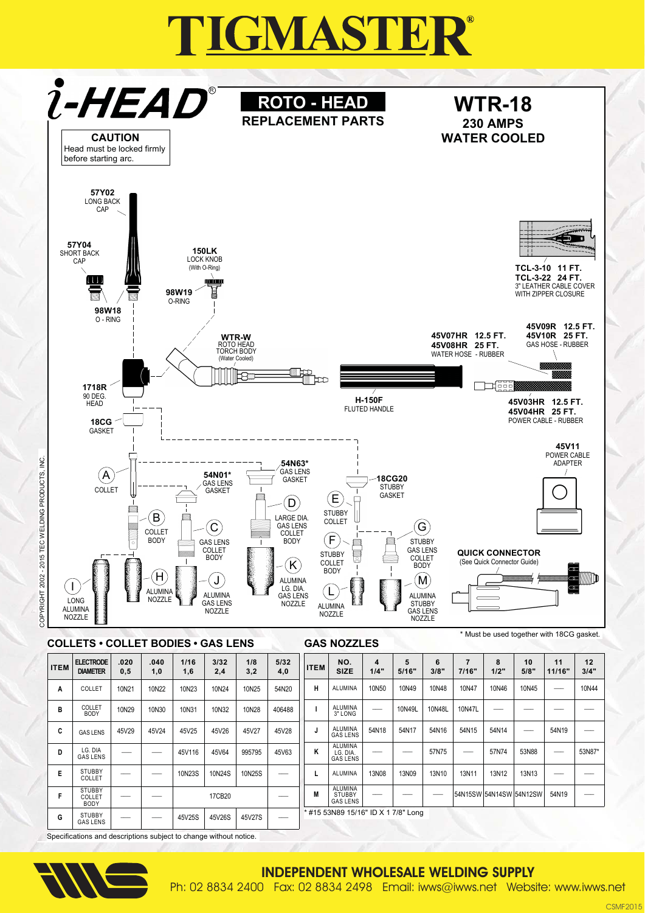# TIGMASTER®

## i-HEAD®

**CAUTION**
Head must be locked firmly before starting arc.

## ROTO - HEAD
**REPLACEMENT PARTS**

## WTR-18
**230 AMPS**
**WATER COOLED**

**57Y02** LONG BACK CAP

**57Y04** SHORT BACK CAP

**150LK** LOCK KNOB (With O-Ring)

**98W19** O-RING

**98W18** O - RING

**WTR-W** ROTO HEAD TORCH BODY (Water Cooled)

**1718R** 90 DEG. HEAD

**18CG** GASKET

**TCL-3-10 11 FT.**
**TCL-3-22 24 FT.**
3" LEATHER CABLE COVER WITH ZIPPER CLOSURE

**45V07HR 12.5 FT.**
**45V08HR 25 FT.**
WATER HOSE - RUBBER

**45V09R 12.5 FT.**
**45V10R 25 FT.**
GAS HOSE - RUBBER

**H-150F** FLUTED HANDLE

**45V03HR 12.5 FT.**
**45V04HR 25 FT.**
POWER CABLE - RUBBER

**45V11** POWER CABLE ADAPTER

**QUICK CONNECTOR** (See Quick Connector Guide)

A COLLET

B COLLET BODY

**54N01*** GAS LENS GASKET

C GAS LENS COLLET BODY

**54N63*** GAS LENS GASKET

D LARGE DIA. GAS LENS COLLET BODY

E STUBBY COLLET

**18CG20** STUBBY GASKET

F STUBBY COLLET BODY

G STUBBY GAS LENS COLLET BODY

H ALUMINA NOZZLE

I LONG ALUMINA NOZZLE

J ALUMINA GAS LENS NOZZLE

K ALUMINA LG. DIA. GAS LENS NOZZLE

L ALUMINA NOZZLE

M ALUMINA STUBBY GAS LENS NOZZLE

\* Must be used together with 18CG gasket.

COPYRIGHT 2002 - 2015 TEC WELDING PRODUCTS, INC.

### COLLETS • COLLET BODIES • GAS LENS

| ITEM | ELECTRODE DIAMETER | .020 0,5 | .040 1,0 | 1/16 1,6 | 3/32 2,4 | 1/8 3,2 | 5/32 4,0 |
|---|---|---|---|---|---|---|---|
| A | COLLET | 10N21 | 10N22 | 10N23 | 10N24 | 10N25 | 54N20 |
| B | COLLET BODY | 10N29 | 10N30 | 10N31 | 10N32 | 10N28 | 406488 |
| C | GAS LENS | 45V29 | 45V24 | 45V25 | 45V26 | 45V27 | 45V28 |
| D | LG. DIA GAS LENS | — | — | 45V116 | 45V64 | 995795 | 45V63 |
| E | STUBBY COLLET | — | — | 10N23S | 10N24S | 10N25S | — |
| F | STUBBY COLLET BODY | — | — | 17CB20 | | | — |
| G | STUBBY GAS LENS | — | — | 45V25S | 45V26S | 45V27S | — |

### GAS NOZZLES

| ITEM | NO. SIZE | 4 1/4" | 5 5/16" | 6 3/8" | 7 7/16" | 8 1/2" | 10 5/8" | 11 11/16" | 12 3/4" |
|---|---|---|---|---|---|---|---|---|---|
| H | ALUMINA | 10N50 | 10N49 | 10N48 | 10N47 | 10N46 | 10N45 | — | 10N44 |
| I | ALUMINA 3" LONG | — | 10N49L | 10N48L | 10N47L | — | — | — | — |
| J | ALUMINA GAS LENS | 54N18 | 54N17 | 54N16 | 54N15 | 54N14 | — | 54N19 | — |
| K | ALUMINA LG. DIA. GAS LENS | — | — | 57N75 | — | 57N74 | 53N88 | — | 53N87* |
| L | ALUMINA | 13N08 | 13N09 | 13N10 | 13N11 | 13N12 | 13N13 | — | — |
| M | ALUMINA STUBBY GAS LENS | — | — | — | 54N15SW | 54N14SW | 54N12SW | 54N19 | — |

\* #15 53N89 15/16" ID X 1 7/8" Long

Specifications and descriptions subject to change without notice.

**INDEPENDENT WHOLESALE WELDING SUPPLY**
Ph: 02 8834 2400 Fax: 02 8834 2498 Email: iwws@iwws.net Website: www.iwws.net

CSMF2015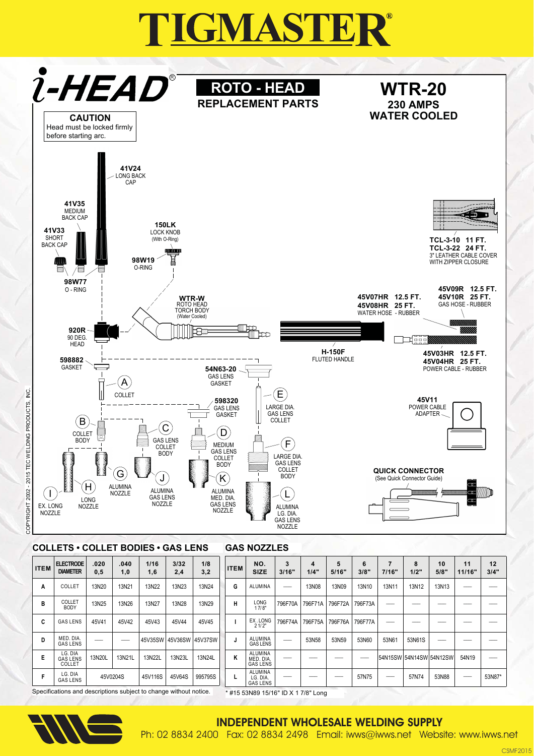# TIGMASTER®

## i-HEAD®

**CAUTION**
Head must be locked firmly before starting arc.

## ROTO - HEAD
### REPLACEMENT PARTS

## WTR-20
### 230 AMPS
### WATER COOLED

**41V24** LONG BACK CAP

**41V35** MEDIUM BACK CAP

**41V33** SHORT BACK CAP

**150LK** LOCK KNOB (With O-Ring)

**98W19** O-RING

**98W77** O - RING

**WTR-W** ROTO HEAD TORCH BODY (Water Cooled)

**920R** 90 DEG. HEAD

**598882** GASKET

**54N63-20** GAS LENS GASKET

**598320** GAS LENS GASKET

**H-150F** FLUTED HANDLE

**TCL-3-10 11 FT.**
**TCL-3-22 24 FT.**
3" LEATHER CABLE COVER WITH ZIPPER CLOSURE

**45V07HR 12.5 FT.**
**45V08HR 25 FT.**
WATER HOSE - RUBBER

**45V09R 12.5 FT.**
**45V10R 25 FT.**
GAS HOSE - RUBBER

**45V03HR 12.5 FT.**
**45V04HR 25 FT.**
POWER CABLE - RUBBER

**45V11** POWER CABLE ADAPTER

**QUICK CONNECTOR** (See Quick Connector Guide)

A COLLET

B COLLET BODY

C GAS LENS COLLET BODY

D MEDIUM GAS LENS COLLET BODY

E LARGE DIA. GAS LENS COLLET

F LARGE DIA. GAS LENS COLLET BODY

G ALUMINA NOZZLE

H LONG NOZZLE

I EX. LONG NOZZLE

J ALUMINA GAS LENS NOZZLE

K ALUMINA MED. DIA. GAS LENS NOZZLE

L ALUMINA LG. DIA. GAS LENS NOZZLE

COPYRIGHT 2002 - 2015 TEC WELDING PRODUCTS, INC.

### COLLETS • COLLET BODIES • GAS LENS

| ITEM | ELECTRODE DIAMETER | .020 0,5 | .040 1,0 | 1/16 1,6 | 3/32 2,4 | 1/8 3,2 |
|---|---|---|---|---|---|---|
| A | COLLET | 13N20 | 13N21 | 13N22 | 13N23 | 13N24 |
| B | COLLET BODY | 13N25 | 13N26 | 13N27 | 13N28 | 13N29 |
| C | GAS LENS | 45V41 | 45V42 | 45V43 | 45V44 | 45V45 |
| D | MED. DIA. GAS LENS | — | — | 45V35SW | 45V36SW | 45V37SW |
| E | LG. DIA GAS LENS COLLET | 13N20L | 13N21L | 13N22L | 13N23L | 13N24L |
| F | LG. DIA GAS LENS | 45V0204S | | 45V116S | 45V64S | 995795S |

Specifications and descriptions subject to change without notice.

### GAS NOZZLES

| ITEM | NO. SIZE | 3 3/16" | 4 1/4" | 5 5/16" | 6 3/8" | 7 7/16" | 8 1/2" | 10 5/8" | 11 11/16" | 12 3/4" |
|---|---|---|---|---|---|---|---|---|---|---|
| G | ALUMINA | — | 13N08 | 13N09 | 13N10 | 13N11 | 13N12 | 13N13 | — | — |
| H | LONG 1 7/8" | 796F70A | 796F71A | 796F72A | 796F73A | — | — | — | — | — |
| I | EX. LONG 2 1/2" | 796F74A | 796F75A | 796F76A | 796F77A | — | — | — | — | — |
| J | ALUMINA GAS LENS | — | 53N58 | 53N59 | 53N60 | 53N61 | 53N61S | — | — | — |
| K | ALUMINA MED. DIA. GAS LENS | — | — | — | — | 54N15SW | 54N14SW | 54N12SW | 54N19 | — |
| L | ALUMINA LG. DIA. GAS LENS | — | — | — | 57N75 | — | 57N74 | 53N88 | — | 53N87* |

\* #15 53N89 15/16" ID X 1 7/8" Long

**INDEPENDENT WHOLESALE WELDING SUPPLY**
Ph: 02 8834 2400 Fax: 02 8834 2498 Email: iwws@iwws.net Website: www.iwws.net

CSMF2015